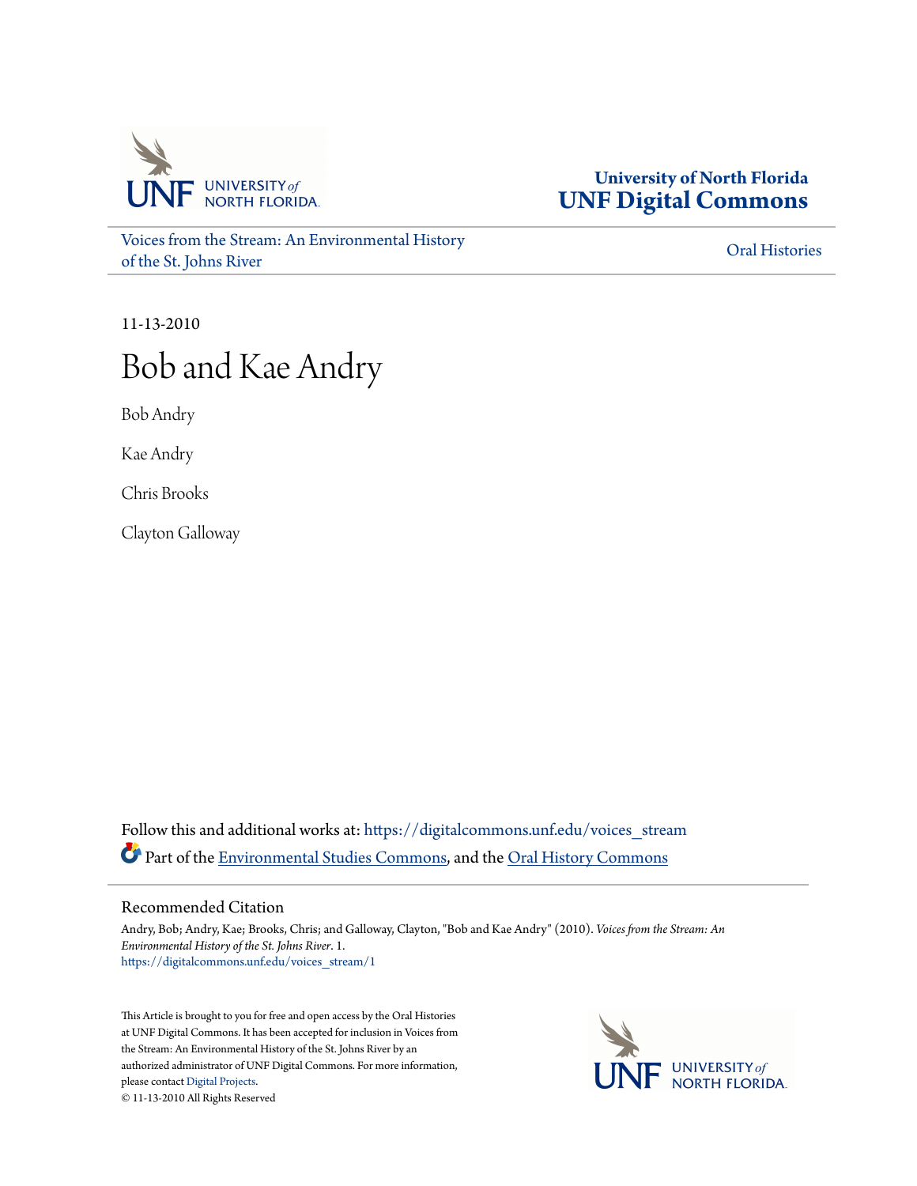University of North Florida
**UNF Digital Commons**

Voices from the Stream: An Environmental History of the St. Johns River

Oral Histories

11-13-2010

# Bob and Kae Andry

Bob Andry

Kae Andry

Chris Brooks

Clayton Galloway

Follow this and additional works at: https://digitalcommons.unf.edu/voices_stream

Part of the Environmental Studies Commons, and the Oral History Commons

## Recommended Citation

Andry, Bob; Andry, Kae; Brooks, Chris; and Galloway, Clayton, "Bob and Kae Andry" (2010). *Voices from the Stream: An Environmental History of the St. Johns River*. 1.
https://digitalcommons.unf.edu/voices_stream/1

This Article is brought to you for free and open access by the Oral Histories at UNF Digital Commons. It has been accepted for inclusion in Voices from the Stream: An Environmental History of the St. Johns River by an authorized administrator of UNF Digital Commons. For more information, please contact Digital Projects.
© 11-13-2010 All Rights Reserved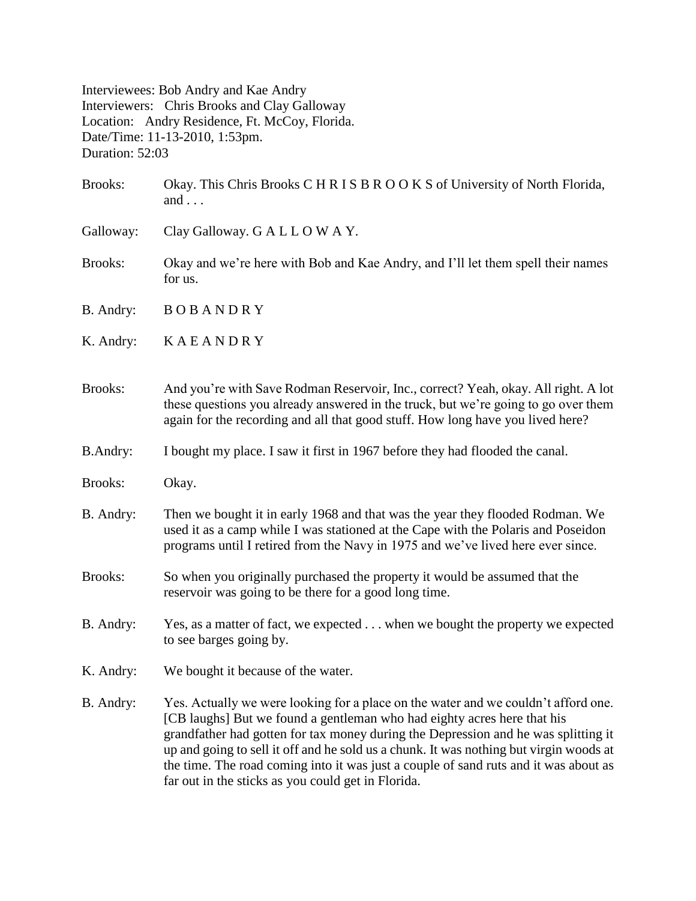Interviewees: Bob Andry and Kae Andry
Interviewers: Chris Brooks and Clay Galloway
Location: Andry Residence, Ft. McCoy, Florida.
Date/Time: 11-13-2010, 1:53pm.
Duration: 52:03

Brooks: Okay. This Chris Brooks C H R I S B R O O K S of University of North Florida, and . . .

Galloway: Clay Galloway. G A L L O W A Y.

Brooks: Okay and we're here with Bob and Kae Andry, and I'll let them spell their names for us.

B. Andry: B O B A N D R Y

K. Andry: K A E A N D R Y

Brooks: And you're with Save Rodman Reservoir, Inc., correct? Yeah, okay. All right. A lot these questions you already answered in the truck, but we're going to go over them again for the recording and all that good stuff. How long have you lived here?

B.Andry: I bought my place. I saw it first in 1967 before they had flooded the canal.

Brooks: Okay.

B. Andry: Then we bought it in early 1968 and that was the year they flooded Rodman. We used it as a camp while I was stationed at the Cape with the Polaris and Poseidon programs until I retired from the Navy in 1975 and we've lived here ever since.

Brooks: So when you originally purchased the property it would be assumed that the reservoir was going to be there for a good long time.

B. Andry: Yes, as a matter of fact, we expected . . . when we bought the property we expected to see barges going by.

K. Andry: We bought it because of the water.

B. Andry: Yes. Actually we were looking for a place on the water and we couldn't afford one. [CB laughs] But we found a gentleman who had eighty acres here that his grandfather had gotten for tax money during the Depression and he was splitting it up and going to sell it off and he sold us a chunk. It was nothing but virgin woods at the time. The road coming into it was just a couple of sand ruts and it was about as far out in the sticks as you could get in Florida.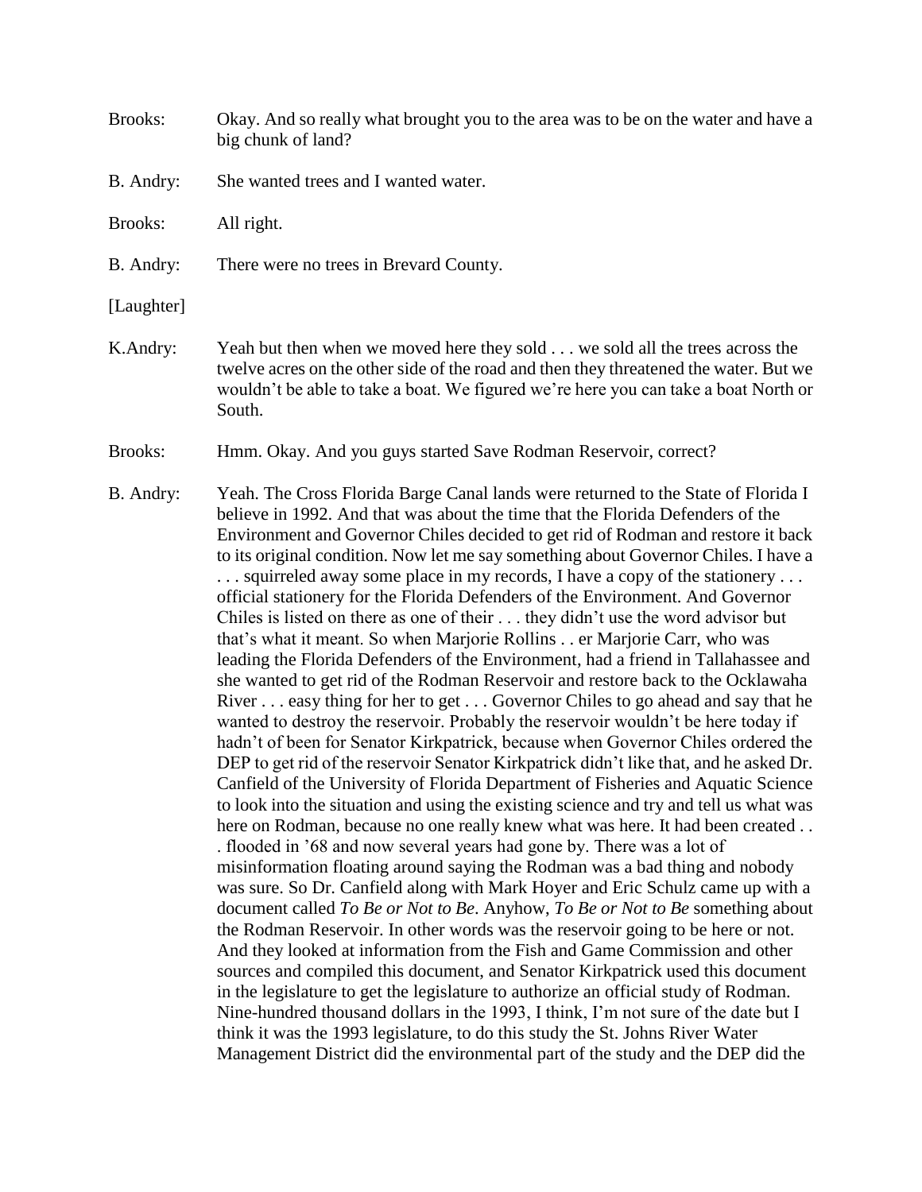Brooks: Okay. And so really what brought you to the area was to be on the water and have a big chunk of land?

B. Andry: She wanted trees and I wanted water.

Brooks: All right.

B. Andry: There were no trees in Brevard County.

[Laughter]

K.Andry: Yeah but then when we moved here they sold . . . we sold all the trees across the twelve acres on the other side of the road and then they threatened the water. But we wouldn't be able to take a boat. We figured we're here you can take a boat North or South.

Brooks: Hmm. Okay. And you guys started Save Rodman Reservoir, correct?

B. Andry: Yeah. The Cross Florida Barge Canal lands were returned to the State of Florida I believe in 1992. And that was about the time that the Florida Defenders of the Environment and Governor Chiles decided to get rid of Rodman and restore it back to its original condition. Now let me say something about Governor Chiles. I have a . . . squirreled away some place in my records, I have a copy of the stationery . . . official stationery for the Florida Defenders of the Environment. And Governor Chiles is listed on there as one of their . . . they didn't use the word advisor but that's what it meant. So when Marjorie Rollins . . er Marjorie Carr, who was leading the Florida Defenders of the Environment, had a friend in Tallahassee and she wanted to get rid of the Rodman Reservoir and restore back to the Ocklawaha River . . . easy thing for her to get . . . Governor Chiles to go ahead and say that he wanted to destroy the reservoir. Probably the reservoir wouldn't be here today if hadn't of been for Senator Kirkpatrick, because when Governor Chiles ordered the DEP to get rid of the reservoir Senator Kirkpatrick didn't like that, and he asked Dr. Canfield of the University of Florida Department of Fisheries and Aquatic Science to look into the situation and using the existing science and try and tell us what was here on Rodman, because no one really knew what was here. It had been created . . . flooded in '68 and now several years had gone by. There was a lot of misinformation floating around saying the Rodman was a bad thing and nobody was sure. So Dr. Canfield along with Mark Hoyer and Eric Schulz came up with a document called *To Be or Not to Be*. Anyhow, *To Be or Not to Be* something about the Rodman Reservoir. In other words was the reservoir going to be here or not. And they looked at information from the Fish and Game Commission and other sources and compiled this document, and Senator Kirkpatrick used this document in the legislature to get the legislature to authorize an official study of Rodman. Nine-hundred thousand dollars in the 1993, I think, I'm not sure of the date but I think it was the 1993 legislature, to do this study the St. Johns River Water Management District did the environmental part of the study and the DEP did the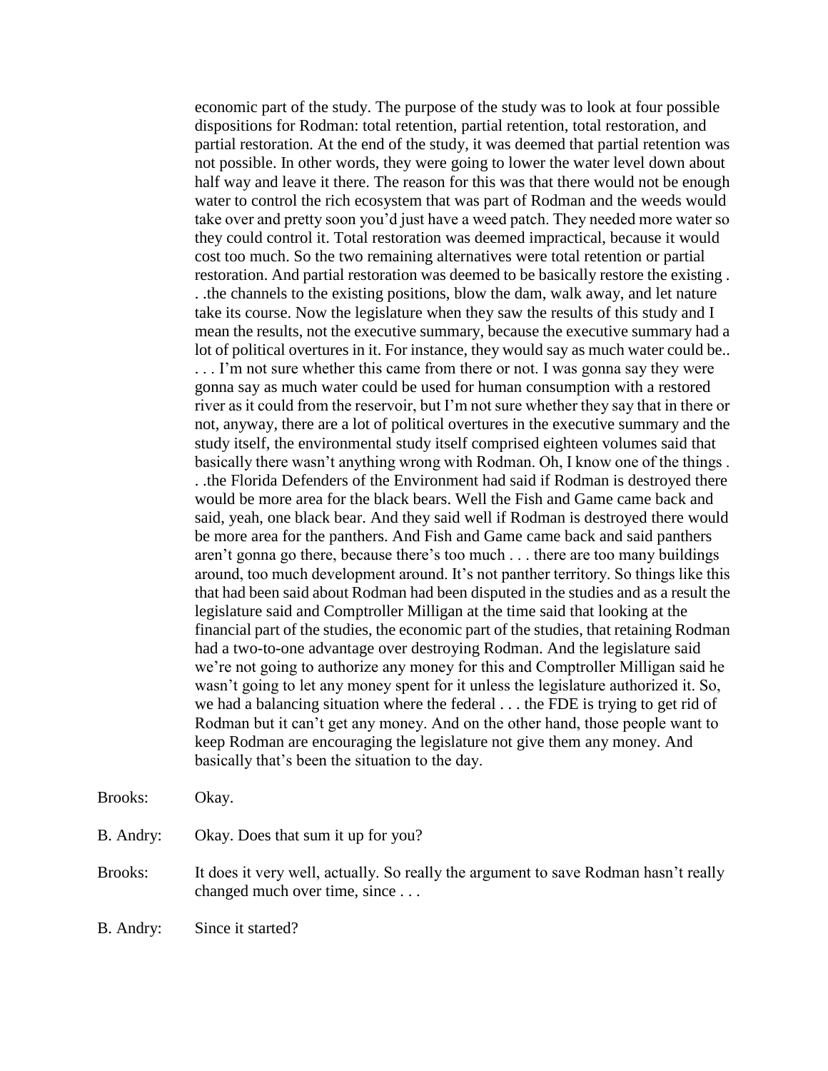economic part of the study. The purpose of the study was to look at four possible dispositions for Rodman: total retention, partial retention, total restoration, and partial restoration. At the end of the study, it was deemed that partial retention was not possible. In other words, they were going to lower the water level down about half way and leave it there. The reason for this was that there would not be enough water to control the rich ecosystem that was part of Rodman and the weeds would take over and pretty soon you'd just have a weed patch. They needed more water so they could control it. Total restoration was deemed impractical, because it would cost too much. So the two remaining alternatives were total retention or partial restoration. And partial restoration was deemed to be basically restore the existing . . .the channels to the existing positions, blow the dam, walk away, and let nature take its course. Now the legislature when they saw the results of this study and I mean the results, not the executive summary, because the executive summary had a lot of political overtures in it. For instance, they would say as much water could be.. . . . I'm not sure whether this came from there or not. I was gonna say they were gonna say as much water could be used for human consumption with a restored river as it could from the reservoir, but I'm not sure whether they say that in there or not, anyway, there are a lot of political overtures in the executive summary and the study itself, the environmental study itself comprised eighteen volumes said that basically there wasn't anything wrong with Rodman. Oh, I know one of the things . . .the Florida Defenders of the Environment had said if Rodman is destroyed there would be more area for the black bears. Well the Fish and Game came back and said, yeah, one black bear. And they said well if Rodman is destroyed there would be more area for the panthers. And Fish and Game came back and said panthers aren't gonna go there, because there's too much . . . there are too many buildings around, too much development around. It's not panther territory. So things like this that had been said about Rodman had been disputed in the studies and as a result the legislature said and Comptroller Milligan at the time said that looking at the financial part of the studies, the economic part of the studies, that retaining Rodman had a two-to-one advantage over destroying Rodman. And the legislature said we're not going to authorize any money for this and Comptroller Milligan said he wasn't going to let any money spent for it unless the legislature authorized it. So, we had a balancing situation where the federal . . . the FDE is trying to get rid of Rodman but it can't get any money. And on the other hand, those people want to keep Rodman are encouraging the legislature not give them any money. And basically that's been the situation to the day.

Brooks: Okay.

B. Andry: Okay. Does that sum it up for you?

Brooks: It does it very well, actually. So really the argument to save Rodman hasn't really changed much over time, since . . .

B. Andry: Since it started?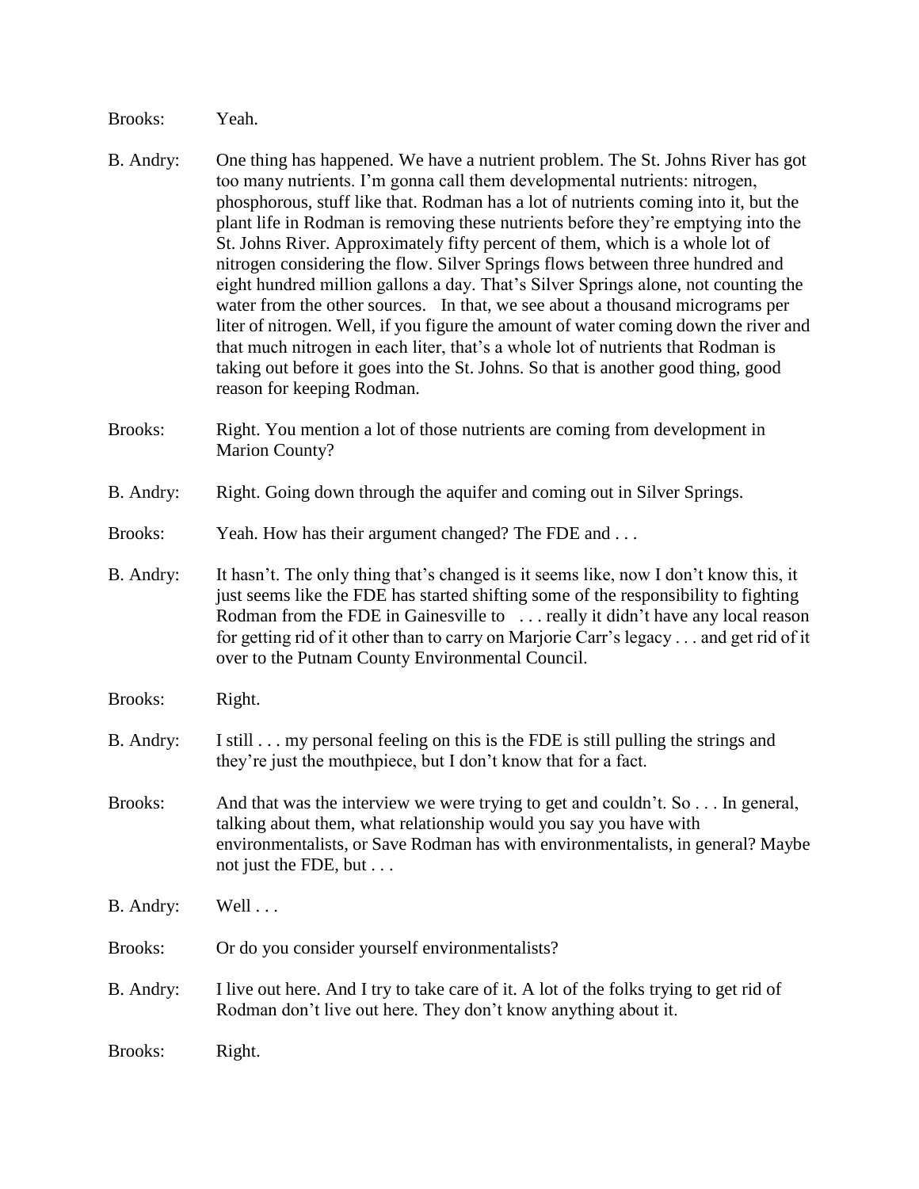Brooks: Yeah.

B. Andry: One thing has happened. We have a nutrient problem. The St. Johns River has got too many nutrients. I'm gonna call them developmental nutrients: nitrogen, phosphorous, stuff like that. Rodman has a lot of nutrients coming into it, but the plant life in Rodman is removing these nutrients before they're emptying into the St. Johns River. Approximately fifty percent of them, which is a whole lot of nitrogen considering the flow. Silver Springs flows between three hundred and eight hundred million gallons a day. That's Silver Springs alone, not counting the water from the other sources. In that, we see about a thousand micrograms per liter of nitrogen. Well, if you figure the amount of water coming down the river and that much nitrogen in each liter, that's a whole lot of nutrients that Rodman is taking out before it goes into the St. Johns. So that is another good thing, good reason for keeping Rodman.

Brooks: Right. You mention a lot of those nutrients are coming from development in Marion County?

B. Andry: Right. Going down through the aquifer and coming out in Silver Springs.

Brooks: Yeah. How has their argument changed? The FDE and . . .

B. Andry: It hasn't. The only thing that's changed is it seems like, now I don't know this, it just seems like the FDE has started shifting some of the responsibility to fighting Rodman from the FDE in Gainesville to . . . really it didn't have any local reason for getting rid of it other than to carry on Marjorie Carr's legacy . . . and get rid of it over to the Putnam County Environmental Council.

Brooks: Right.

B. Andry: I still . . . my personal feeling on this is the FDE is still pulling the strings and they're just the mouthpiece, but I don't know that for a fact.

Brooks: And that was the interview we were trying to get and couldn't. So . . . In general, talking about them, what relationship would you say you have with environmentalists, or Save Rodman has with environmentalists, in general? Maybe not just the FDE, but . . .

B. Andry: Well . . .

Brooks: Or do you consider yourself environmentalists?

B. Andry: I live out here. And I try to take care of it. A lot of the folks trying to get rid of Rodman don't live out here. They don't know anything about it.

Brooks: Right.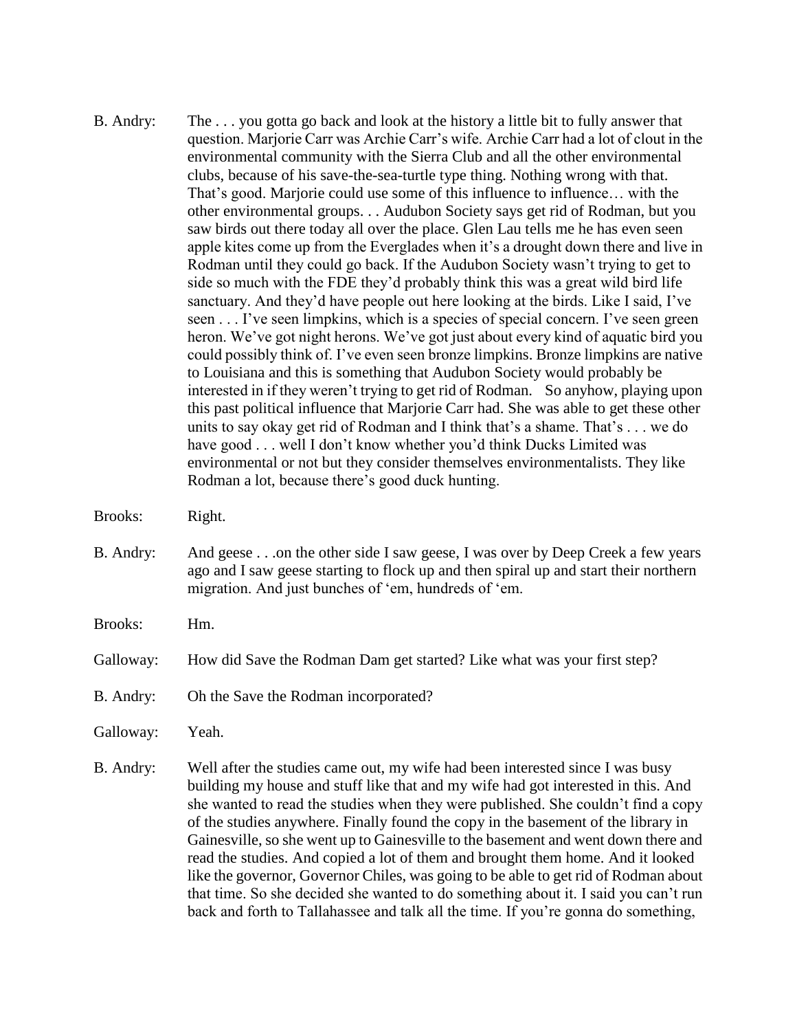B. Andry: The . . . you gotta go back and look at the history a little bit to fully answer that question. Marjorie Carr was Archie Carr's wife. Archie Carr had a lot of clout in the environmental community with the Sierra Club and all the other environmental clubs, because of his save-the-sea-turtle type thing. Nothing wrong with that. That's good. Marjorie could use some of this influence to influence… with the other environmental groups. . . Audubon Society says get rid of Rodman, but you saw birds out there today all over the place. Glen Lau tells me he has even seen apple kites come up from the Everglades when it's a drought down there and live in Rodman until they could go back. If the Audubon Society wasn't trying to get to side so much with the FDE they'd probably think this was a great wild bird life sanctuary. And they'd have people out here looking at the birds. Like I said, I've seen . . . I've seen limpkins, which is a species of special concern. I've seen green heron. We've got night herons. We've got just about every kind of aquatic bird you could possibly think of. I've even seen bronze limpkins. Bronze limpkins are native to Louisiana and this is something that Audubon Society would probably be interested in if they weren't trying to get rid of Rodman. So anyhow, playing upon this past political influence that Marjorie Carr had. She was able to get these other units to say okay get rid of Rodman and I think that's a shame. That's . . . we do have good . . . well I don't know whether you'd think Ducks Limited was environmental or not but they consider themselves environmentalists. They like Rodman a lot, because there's good duck hunting.

Brooks: Right.

B. Andry: And geese . . .on the other side I saw geese, I was over by Deep Creek a few years ago and I saw geese starting to flock up and then spiral up and start their northern migration. And just bunches of 'em, hundreds of 'em.

Brooks: Hm.

Galloway: How did Save the Rodman Dam get started? Like what was your first step?

B. Andry: Oh the Save the Rodman incorporated?

Galloway: Yeah.

B. Andry: Well after the studies came out, my wife had been interested since I was busy building my house and stuff like that and my wife had got interested in this. And she wanted to read the studies when they were published. She couldn't find a copy of the studies anywhere. Finally found the copy in the basement of the library in Gainesville, so she went up to Gainesville to the basement and went down there and read the studies. And copied a lot of them and brought them home. And it looked like the governor, Governor Chiles, was going to be able to get rid of Rodman about that time. So she decided she wanted to do something about it. I said you can't run back and forth to Tallahassee and talk all the time. If you're gonna do something,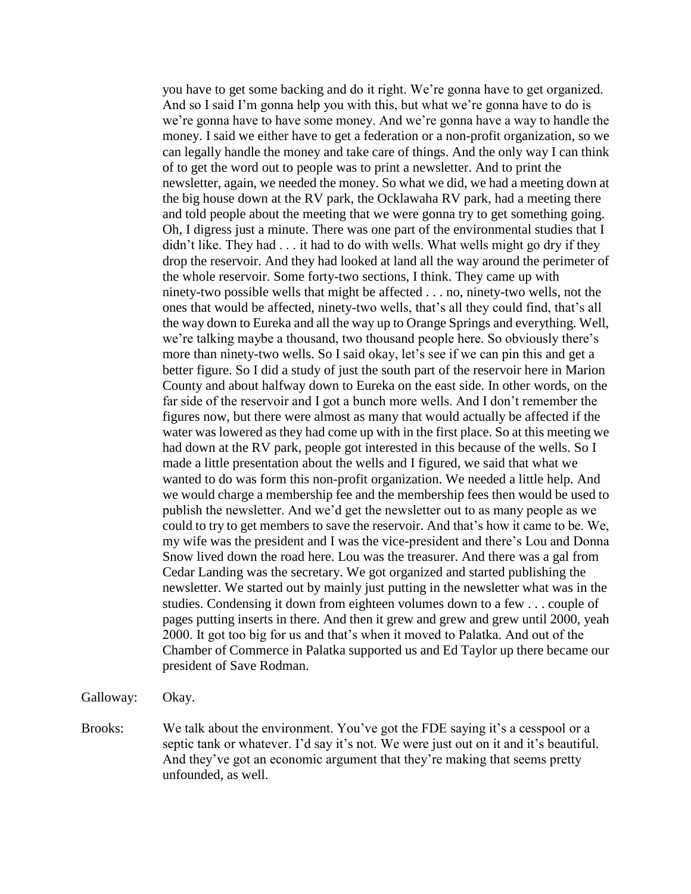you have to get some backing and do it right. We're gonna have to get organized. And so I said I'm gonna help you with this, but what we're gonna have to do is we're gonna have to have some money. And we're gonna have a way to handle the money. I said we either have to get a federation or a non-profit organization, so we can legally handle the money and take care of things. And the only way I can think of to get the word out to people was to print a newsletter. And to print the newsletter, again, we needed the money. So what we did, we had a meeting down at the big house down at the RV park, the Ocklawaha RV park, had a meeting there and told people about the meeting that we were gonna try to get something going. Oh, I digress just a minute. There was one part of the environmental studies that I didn't like. They had . . . it had to do with wells. What wells might go dry if they drop the reservoir. And they had looked at land all the way around the perimeter of the whole reservoir. Some forty-two sections, I think. They came up with ninety-two possible wells that might be affected . . . no, ninety-two wells, not the ones that would be affected, ninety-two wells, that's all they could find, that's all the way down to Eureka and all the way up to Orange Springs and everything. Well, we're talking maybe a thousand, two thousand people here. So obviously there's more than ninety-two wells. So I said okay, let's see if we can pin this and get a better figure. So I did a study of just the south part of the reservoir here in Marion County and about halfway down to Eureka on the east side. In other words, on the far side of the reservoir and I got a bunch more wells. And I don't remember the figures now, but there were almost as many that would actually be affected if the water was lowered as they had come up with in the first place. So at this meeting we had down at the RV park, people got interested in this because of the wells. So I made a little presentation about the wells and I figured, we said that what we wanted to do was form this non-profit organization. We needed a little help. And we would charge a membership fee and the membership fees then would be used to publish the newsletter. And we'd get the newsletter out to as many people as we could to try to get members to save the reservoir. And that's how it came to be. We, my wife was the president and I was the vice-president and there's Lou and Donna Snow lived down the road here. Lou was the treasurer. And there was a gal from Cedar Landing was the secretary. We got organized and started publishing the newsletter. We started out by mainly just putting in the newsletter what was in the studies. Condensing it down from eighteen volumes down to a few . . . couple of pages putting inserts in there. And then it grew and grew and grew until 2000, yeah 2000. It got too big for us and that's when it moved to Palatka. And out of the Chamber of Commerce in Palatka supported us and Ed Taylor up there became our president of Save Rodman.

Galloway: Okay.

Brooks: We talk about the environment. You've got the FDE saying it's a cesspool or a septic tank or whatever. I'd say it's not. We were just out on it and it's beautiful. And they've got an economic argument that they're making that seems pretty unfounded, as well.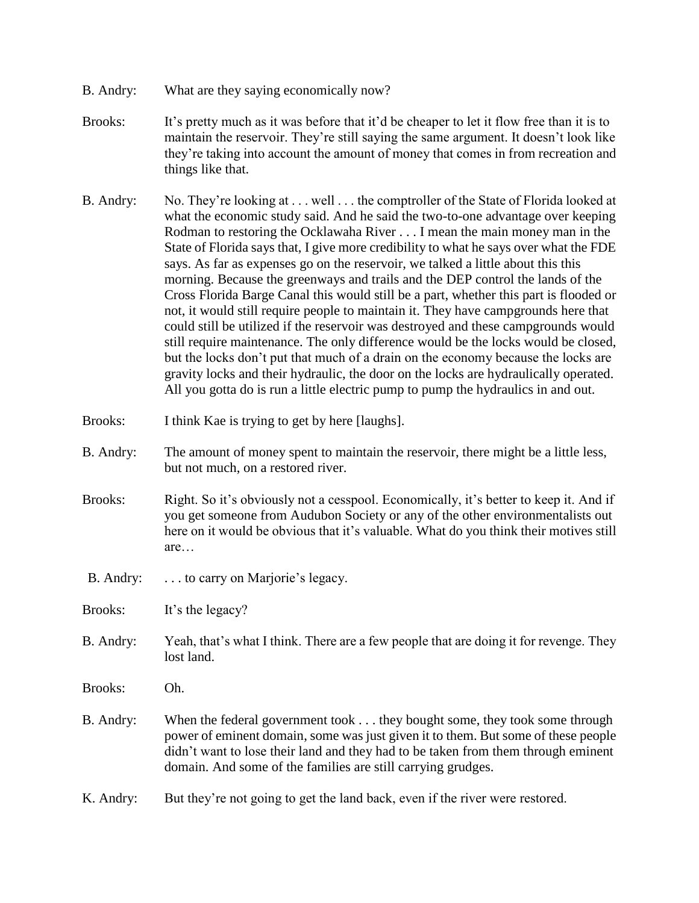B. Andry: What are they saying economically now?

Brooks: It's pretty much as it was before that it'd be cheaper to let it flow free than it is to maintain the reservoir. They're still saying the same argument. It doesn't look like they're taking into account the amount of money that comes in from recreation and things like that.

B. Andry: No. They're looking at . . . well . . . the comptroller of the State of Florida looked at what the economic study said. And he said the two-to-one advantage over keeping Rodman to restoring the Ocklawaha River . . . I mean the main money man in the State of Florida says that, I give more credibility to what he says over what the FDE says. As far as expenses go on the reservoir, we talked a little about this this morning. Because the greenways and trails and the DEP control the lands of the Cross Florida Barge Canal this would still be a part, whether this part is flooded or not, it would still require people to maintain it. They have campgrounds here that could still be utilized if the reservoir was destroyed and these campgrounds would still require maintenance. The only difference would be the locks would be closed, but the locks don't put that much of a drain on the economy because the locks are gravity locks and their hydraulic, the door on the locks are hydraulically operated. All you gotta do is run a little electric pump to pump the hydraulics in and out.

Brooks: I think Kae is trying to get by here [laughs].

B. Andry: The amount of money spent to maintain the reservoir, there might be a little less, but not much, on a restored river.

Brooks: Right. So it's obviously not a cesspool. Economically, it's better to keep it. And if you get someone from Audubon Society or any of the other environmentalists out here on it would be obvious that it's valuable. What do you think their motives still are…

B. Andry: . . . to carry on Marjorie's legacy.

Brooks: It's the legacy?

B. Andry: Yeah, that's what I think. There are a few people that are doing it for revenge. They lost land.

Brooks: Oh.

B. Andry: When the federal government took . . . they bought some, they took some through power of eminent domain, some was just given it to them. But some of these people didn't want to lose their land and they had to be taken from them through eminent domain. And some of the families are still carrying grudges.

K. Andry: But they're not going to get the land back, even if the river were restored.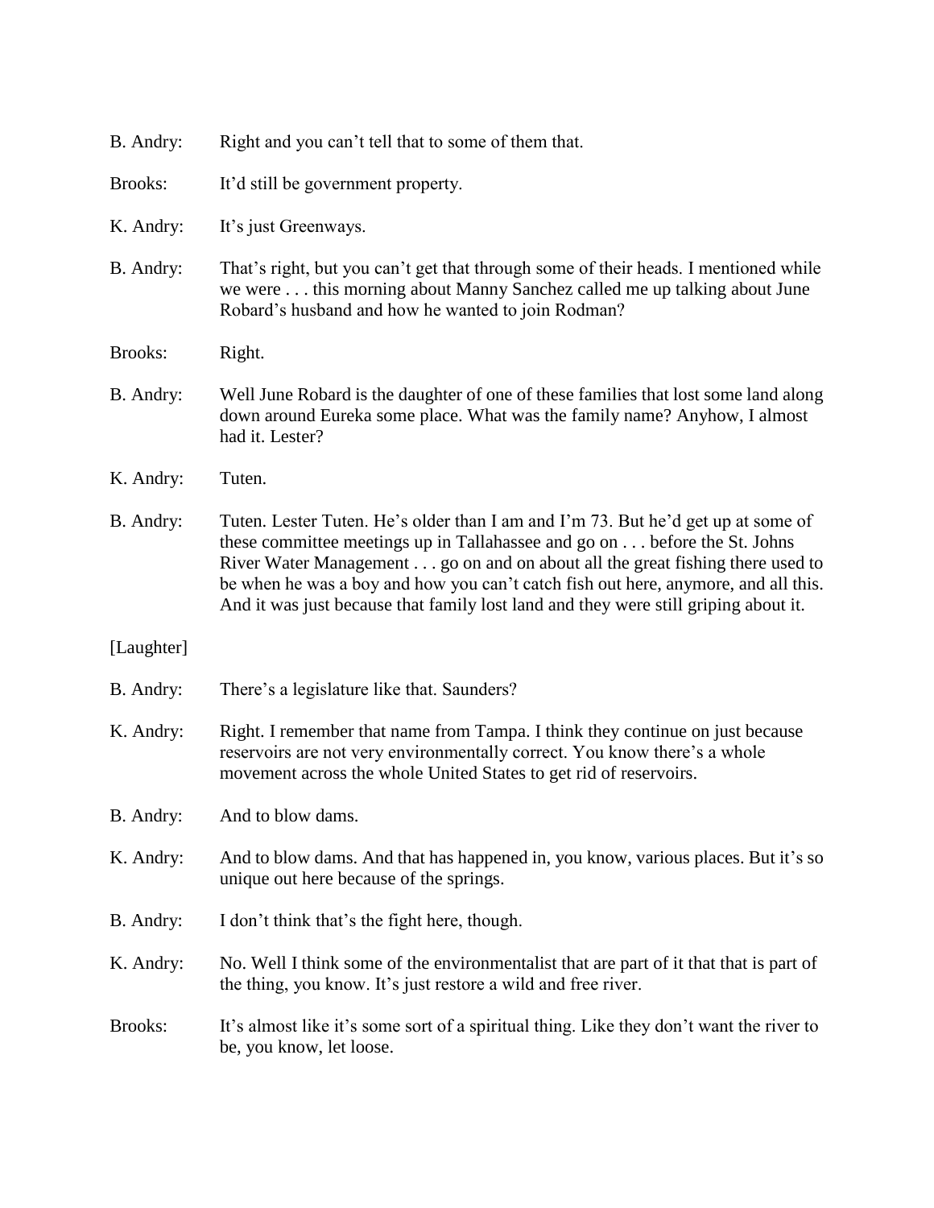B. Andry: Right and you can't tell that to some of them that.

Brooks: It'd still be government property.

K. Andry: It's just Greenways.

B. Andry: That's right, but you can't get that through some of their heads. I mentioned while we were . . . this morning about Manny Sanchez called me up talking about June Robard's husband and how he wanted to join Rodman?

Brooks: Right.

B. Andry: Well June Robard is the daughter of one of these families that lost some land along down around Eureka some place. What was the family name? Anyhow, I almost had it. Lester?

K. Andry: Tuten.

B. Andry: Tuten. Lester Tuten. He's older than I am and I'm 73. But he'd get up at some of these committee meetings up in Tallahassee and go on . . . before the St. Johns River Water Management . . . go on and on about all the great fishing there used to be when he was a boy and how you can't catch fish out here, anymore, and all this. And it was just because that family lost land and they were still griping about it.

[Laughter]

B. Andry: There's a legislature like that. Saunders?

K. Andry: Right. I remember that name from Tampa. I think they continue on just because reservoirs are not very environmentally correct. You know there's a whole movement across the whole United States to get rid of reservoirs.

B. Andry: And to blow dams.

K. Andry: And to blow dams. And that has happened in, you know, various places. But it's so unique out here because of the springs.

B. Andry: I don't think that's the fight here, though.

K. Andry: No. Well I think some of the environmentalist that are part of it that that is part of the thing, you know. It's just restore a wild and free river.

Brooks: It's almost like it's some sort of a spiritual thing. Like they don't want the river to be, you know, let loose.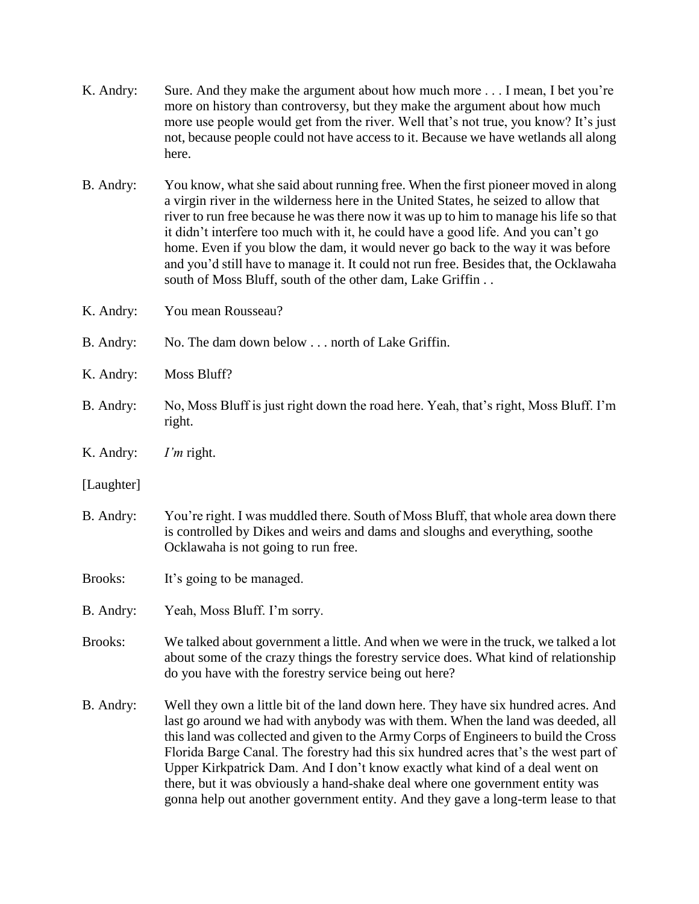K. Andry: Sure. And they make the argument about how much more . . . I mean, I bet you're more on history than controversy, but they make the argument about how much more use people would get from the river. Well that's not true, you know? It's just not, because people could not have access to it. Because we have wetlands all along here.

B. Andry: You know, what she said about running free. When the first pioneer moved in along a virgin river in the wilderness here in the United States, he seized to allow that river to run free because he was there now it was up to him to manage his life so that it didn't interfere too much with it, he could have a good life. And you can't go home. Even if you blow the dam, it would never go back to the way it was before and you'd still have to manage it. It could not run free. Besides that, the Ocklawaha south of Moss Bluff, south of the other dam, Lake Griffin . .

K. Andry: You mean Rousseau?

B. Andry: No. The dam down below . . . north of Lake Griffin.

K. Andry: Moss Bluff?

B. Andry: No, Moss Bluff is just right down the road here. Yeah, that's right, Moss Bluff. I'm right.

K. Andry: *I'm* right.

[Laughter]

B. Andry: You're right. I was muddled there. South of Moss Bluff, that whole area down there is controlled by Dikes and weirs and dams and sloughs and everything, soothe Ocklawaha is not going to run free.

Brooks: It's going to be managed.

B. Andry: Yeah, Moss Bluff. I'm sorry.

Brooks: We talked about government a little. And when we were in the truck, we talked a lot about some of the crazy things the forestry service does. What kind of relationship do you have with the forestry service being out here?

B. Andry: Well they own a little bit of the land down here. They have six hundred acres. And last go around we had with anybody was with them. When the land was deeded, all this land was collected and given to the Army Corps of Engineers to build the Cross Florida Barge Canal. The forestry had this six hundred acres that's the west part of Upper Kirkpatrick Dam. And I don't know exactly what kind of a deal went on there, but it was obviously a hand-shake deal where one government entity was gonna help out another government entity. And they gave a long-term lease to that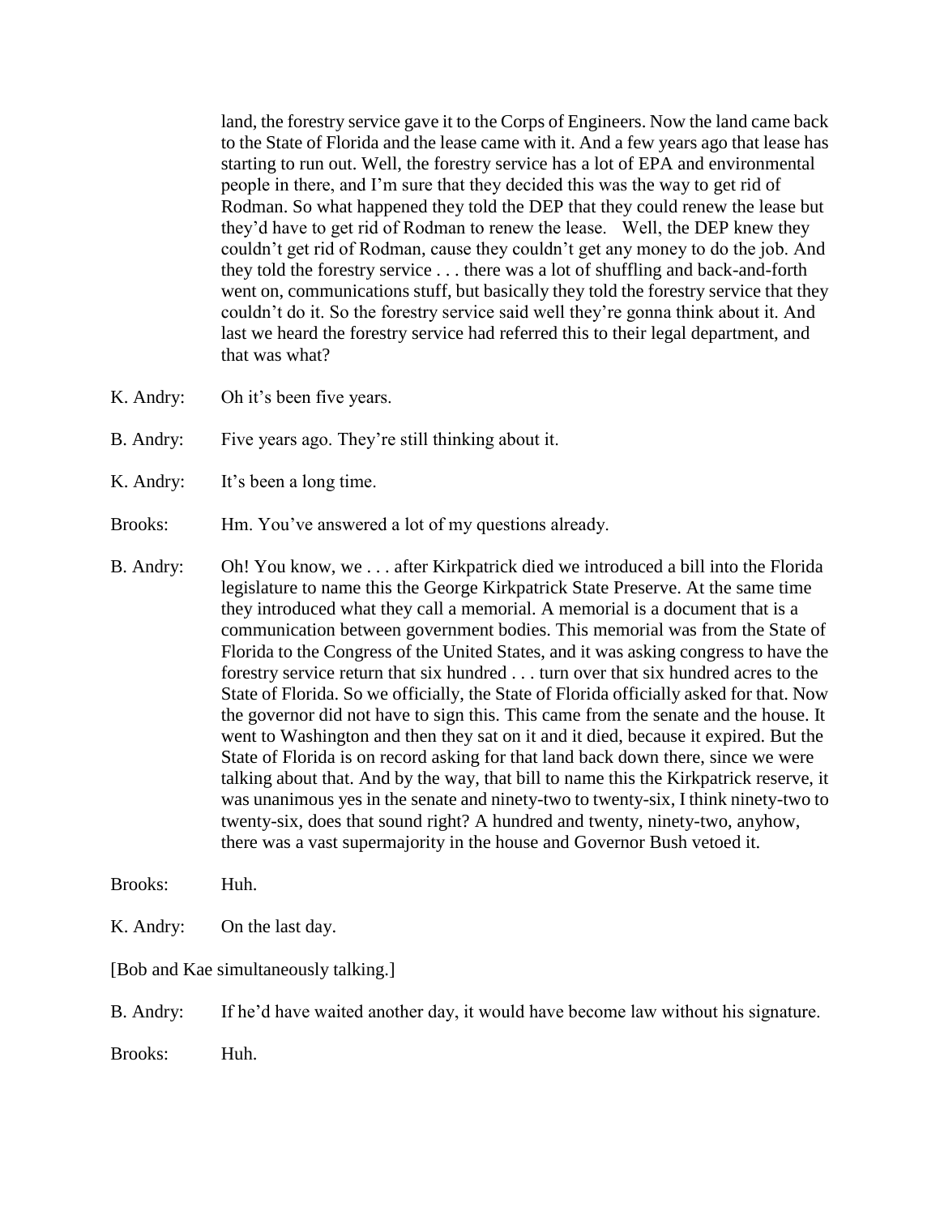land, the forestry service gave it to the Corps of Engineers. Now the land came back to the State of Florida and the lease came with it. And a few years ago that lease has starting to run out. Well, the forestry service has a lot of EPA and environmental people in there, and I'm sure that they decided this was the way to get rid of Rodman. So what happened they told the DEP that they could renew the lease but they'd have to get rid of Rodman to renew the lease. Well, the DEP knew they couldn't get rid of Rodman, cause they couldn't get any money to do the job. And they told the forestry service . . . there was a lot of shuffling and back-and-forth went on, communications stuff, but basically they told the forestry service that they couldn't do it. So the forestry service said well they're gonna think about it. And last we heard the forestry service had referred this to their legal department, and that was what?

K. Andry: Oh it's been five years.

B. Andry: Five years ago. They're still thinking about it.

K. Andry: It's been a long time.

Brooks: Hm. You've answered a lot of my questions already.

B. Andry: Oh! You know, we . . . after Kirkpatrick died we introduced a bill into the Florida legislature to name this the George Kirkpatrick State Preserve. At the same time they introduced what they call a memorial. A memorial is a document that is a communication between government bodies. This memorial was from the State of Florida to the Congress of the United States, and it was asking congress to have the forestry service return that six hundred . . . turn over that six hundred acres to the State of Florida. So we officially, the State of Florida officially asked for that. Now the governor did not have to sign this. This came from the senate and the house. It went to Washington and then they sat on it and it died, because it expired. But the State of Florida is on record asking for that land back down there, since we were talking about that. And by the way, that bill to name this the Kirkpatrick reserve, it was unanimous yes in the senate and ninety-two to twenty-six, I think ninety-two to twenty-six, does that sound right? A hundred and twenty, ninety-two, anyhow, there was a vast supermajority in the house and Governor Bush vetoed it.

Brooks: Huh.

K. Andry: On the last day.

[Bob and Kae simultaneously talking.]

B. Andry: If he'd have waited another day, it would have become law without his signature.

Brooks: Huh.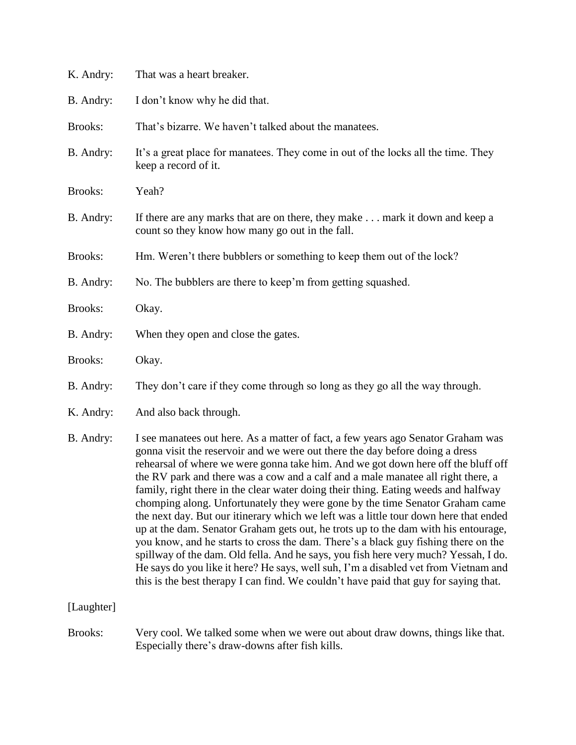K. Andry: That was a heart breaker.

B. Andry: I don't know why he did that.

Brooks: That's bizarre. We haven't talked about the manatees.

B. Andry: It's a great place for manatees. They come in out of the locks all the time. They keep a record of it.

Brooks: Yeah?

B. Andry: If there are any marks that are on there, they make . . . mark it down and keep a count so they know how many go out in the fall.

Brooks: Hm. Weren't there bubblers or something to keep them out of the lock?

B. Andry: No. The bubblers are there to keep'm from getting squashed.

Brooks: Okay.

B. Andry: When they open and close the gates.

Brooks: Okay.

B. Andry: They don't care if they come through so long as they go all the way through.

K. Andry: And also back through.

B. Andry: I see manatees out here. As a matter of fact, a few years ago Senator Graham was gonna visit the reservoir and we were out there the day before doing a dress rehearsal of where we were gonna take him. And we got down here off the bluff off the RV park and there was a cow and a calf and a male manatee all right there, a family, right there in the clear water doing their thing. Eating weeds and halfway chomping along. Unfortunately they were gone by the time Senator Graham came the next day. But our itinerary which we left was a little tour down here that ended up at the dam. Senator Graham gets out, he trots up to the dam with his entourage, you know, and he starts to cross the dam. There's a black guy fishing there on the spillway of the dam. Old fella. And he says, you fish here very much? Yessah, I do. He says do you like it here? He says, well suh, I'm a disabled vet from Vietnam and this is the best therapy I can find. We couldn't have paid that guy for saying that.

[Laughter]

Brooks: Very cool. We talked some when we were out about draw downs, things like that. Especially there's draw-downs after fish kills.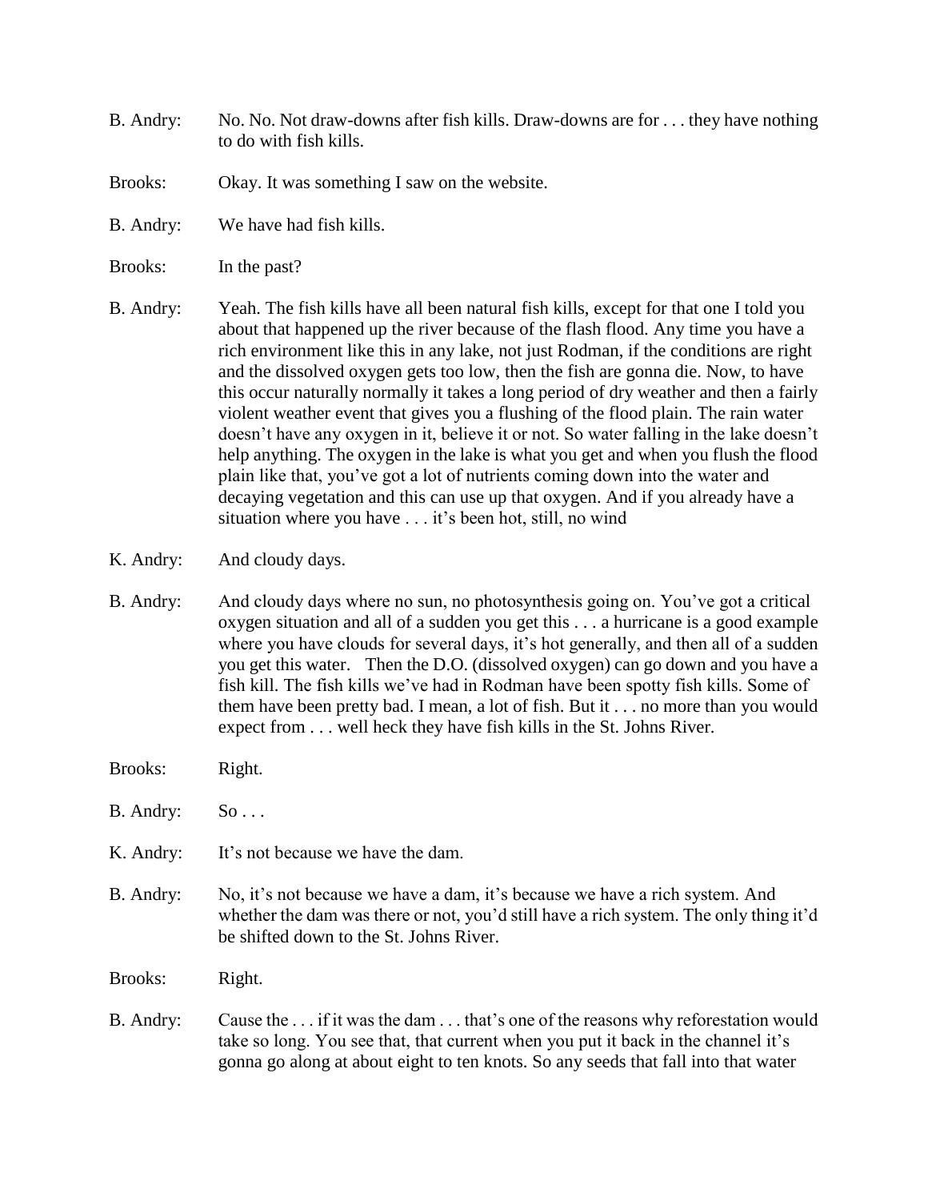B. Andry: No. No. Not draw-downs after fish kills. Draw-downs are for . . . they have nothing to do with fish kills.

Brooks: Okay. It was something I saw on the website.

B. Andry: We have had fish kills.

Brooks: In the past?

B. Andry: Yeah. The fish kills have all been natural fish kills, except for that one I told you about that happened up the river because of the flash flood. Any time you have a rich environment like this in any lake, not just Rodman, if the conditions are right and the dissolved oxygen gets too low, then the fish are gonna die. Now, to have this occur naturally normally it takes a long period of dry weather and then a fairly violent weather event that gives you a flushing of the flood plain. The rain water doesn't have any oxygen in it, believe it or not. So water falling in the lake doesn't help anything. The oxygen in the lake is what you get and when you flush the flood plain like that, you've got a lot of nutrients coming down into the water and decaying vegetation and this can use up that oxygen. And if you already have a situation where you have . . . it's been hot, still, no wind

K. Andry: And cloudy days.

B. Andry: And cloudy days where no sun, no photosynthesis going on. You've got a critical oxygen situation and all of a sudden you get this . . . a hurricane is a good example where you have clouds for several days, it's hot generally, and then all of a sudden you get this water. Then the D.O. (dissolved oxygen) can go down and you have a fish kill. The fish kills we've had in Rodman have been spotty fish kills. Some of them have been pretty bad. I mean, a lot of fish. But it . . . no more than you would expect from . . . well heck they have fish kills in the St. Johns River.

Brooks: Right.

B. Andry: So . . .

K. Andry: It's not because we have the dam.

B. Andry: No, it's not because we have a dam, it's because we have a rich system. And whether the dam was there or not, you'd still have a rich system. The only thing it'd be shifted down to the St. Johns River.

Brooks: Right.

B. Andry: Cause the . . . if it was the dam . . . that's one of the reasons why reforestation would take so long. You see that, that current when you put it back in the channel it's gonna go along at about eight to ten knots. So any seeds that fall into that water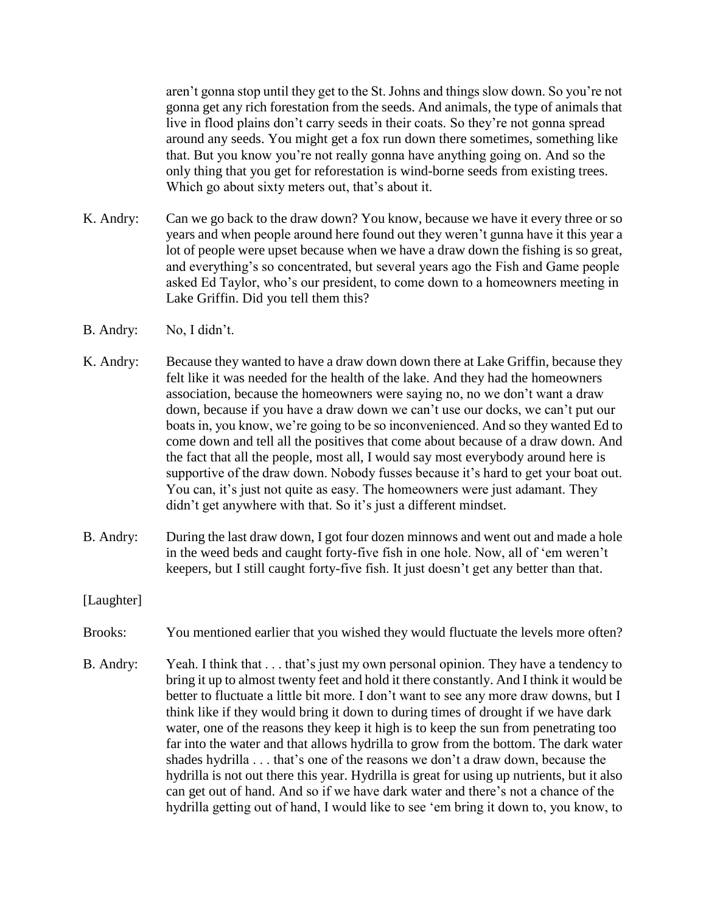aren't gonna stop until they get to the St. Johns and things slow down. So you're not gonna get any rich forestation from the seeds. And animals, the type of animals that live in flood plains don't carry seeds in their coats. So they're not gonna spread around any seeds. You might get a fox run down there sometimes, something like that. But you know you're not really gonna have anything going on. And so the only thing that you get for reforestation is wind-borne seeds from existing trees. Which go about sixty meters out, that's about it.

K. Andry: Can we go back to the draw down? You know, because we have it every three or so years and when people around here found out they weren't gunna have it this year a lot of people were upset because when we have a draw down the fishing is so great, and everything's so concentrated, but several years ago the Fish and Game people asked Ed Taylor, who's our president, to come down to a homeowners meeting in Lake Griffin. Did you tell them this?

B. Andry: No, I didn't.

K. Andry: Because they wanted to have a draw down down there at Lake Griffin, because they felt like it was needed for the health of the lake. And they had the homeowners association, because the homeowners were saying no, no we don't want a draw down, because if you have a draw down we can't use our docks, we can't put our boats in, you know, we're going to be so inconvenienced. And so they wanted Ed to come down and tell all the positives that come about because of a draw down. And the fact that all the people, most all, I would say most everybody around here is supportive of the draw down. Nobody fusses because it's hard to get your boat out. You can, it's just not quite as easy. The homeowners were just adamant. They didn't get anywhere with that. So it's just a different mindset.

B. Andry: During the last draw down, I got four dozen minnows and went out and made a hole in the weed beds and caught forty-five fish in one hole. Now, all of 'em weren't keepers, but I still caught forty-five fish. It just doesn't get any better than that.

[Laughter]

Brooks: You mentioned earlier that you wished they would fluctuate the levels more often?

B. Andry: Yeah. I think that . . . that's just my own personal opinion. They have a tendency to bring it up to almost twenty feet and hold it there constantly. And I think it would be better to fluctuate a little bit more. I don't want to see any more draw downs, but I think like if they would bring it down to during times of drought if we have dark water, one of the reasons they keep it high is to keep the sun from penetrating too far into the water and that allows hydrilla to grow from the bottom. The dark water shades hydrilla . . . that's one of the reasons we don't a draw down, because the hydrilla is not out there this year. Hydrilla is great for using up nutrients, but it also can get out of hand. And so if we have dark water and there's not a chance of the hydrilla getting out of hand, I would like to see 'em bring it down to, you know, to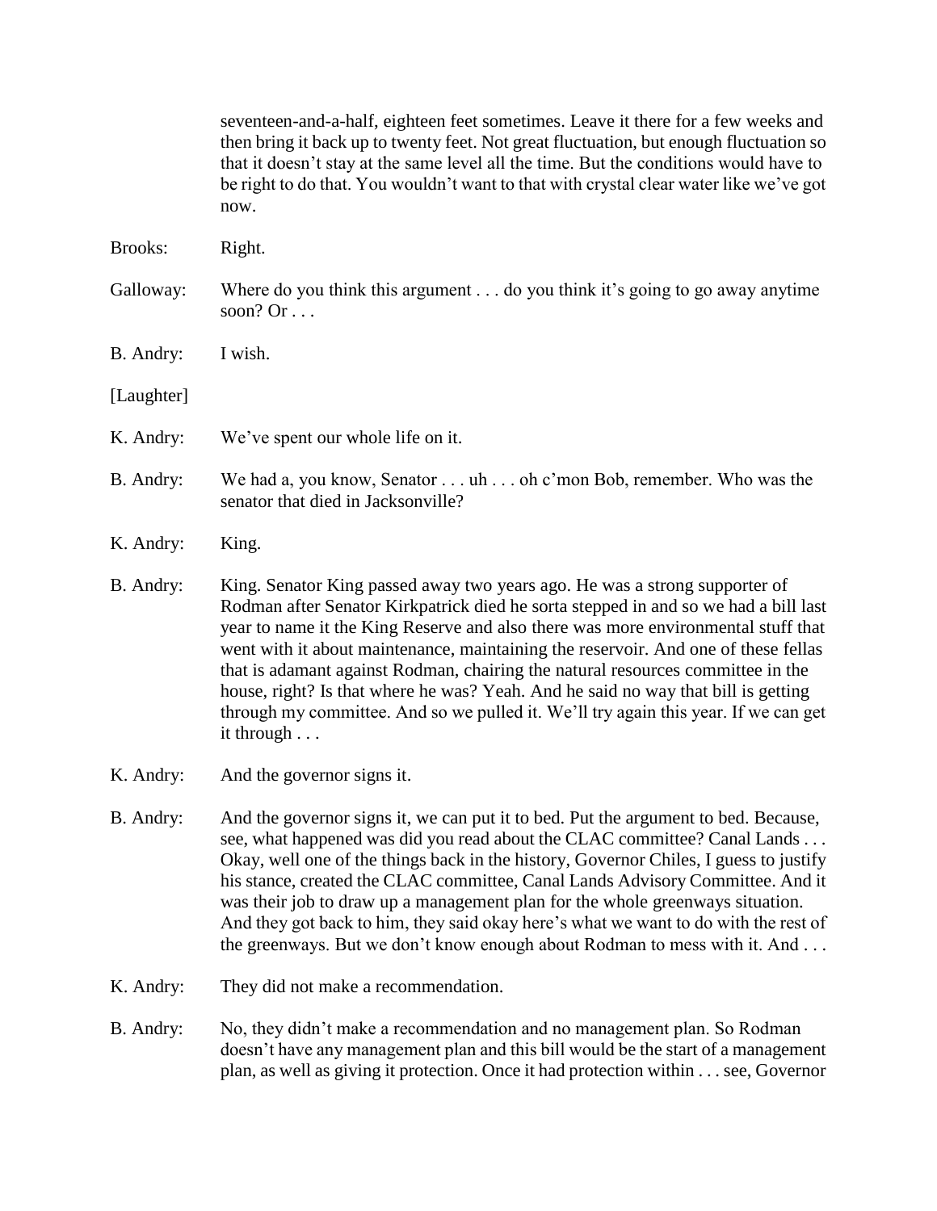seventeen-and-a-half, eighteen feet sometimes. Leave it there for a few weeks and then bring it back up to twenty feet. Not great fluctuation, but enough fluctuation so that it doesn't stay at the same level all the time. But the conditions would have to be right to do that. You wouldn't want to that with crystal clear water like we've got now.

Brooks: Right.

Galloway: Where do you think this argument . . . do you think it's going to go away anytime soon? Or . . .

B. Andry: I wish.

[Laughter]

K. Andry: We've spent our whole life on it.

B. Andry: We had a, you know, Senator . . . uh . . . oh c'mon Bob, remember. Who was the senator that died in Jacksonville?

K. Andry: King.

B. Andry: King. Senator King passed away two years ago. He was a strong supporter of Rodman after Senator Kirkpatrick died he sorta stepped in and so we had a bill last year to name it the King Reserve and also there was more environmental stuff that went with it about maintenance, maintaining the reservoir. And one of these fellas that is adamant against Rodman, chairing the natural resources committee in the house, right? Is that where he was? Yeah. And he said no way that bill is getting through my committee. And so we pulled it. We'll try again this year. If we can get it through . . .

K. Andry: And the governor signs it.

B. Andry: And the governor signs it, we can put it to bed. Put the argument to bed. Because, see, what happened was did you read about the CLAC committee? Canal Lands . . . Okay, well one of the things back in the history, Governor Chiles, I guess to justify his stance, created the CLAC committee, Canal Lands Advisory Committee. And it was their job to draw up a management plan for the whole greenways situation. And they got back to him, they said okay here's what we want to do with the rest of the greenways. But we don't know enough about Rodman to mess with it. And . . .

K. Andry: They did not make a recommendation.

B. Andry: No, they didn't make a recommendation and no management plan. So Rodman doesn't have any management plan and this bill would be the start of a management plan, as well as giving it protection. Once it had protection within . . . see, Governor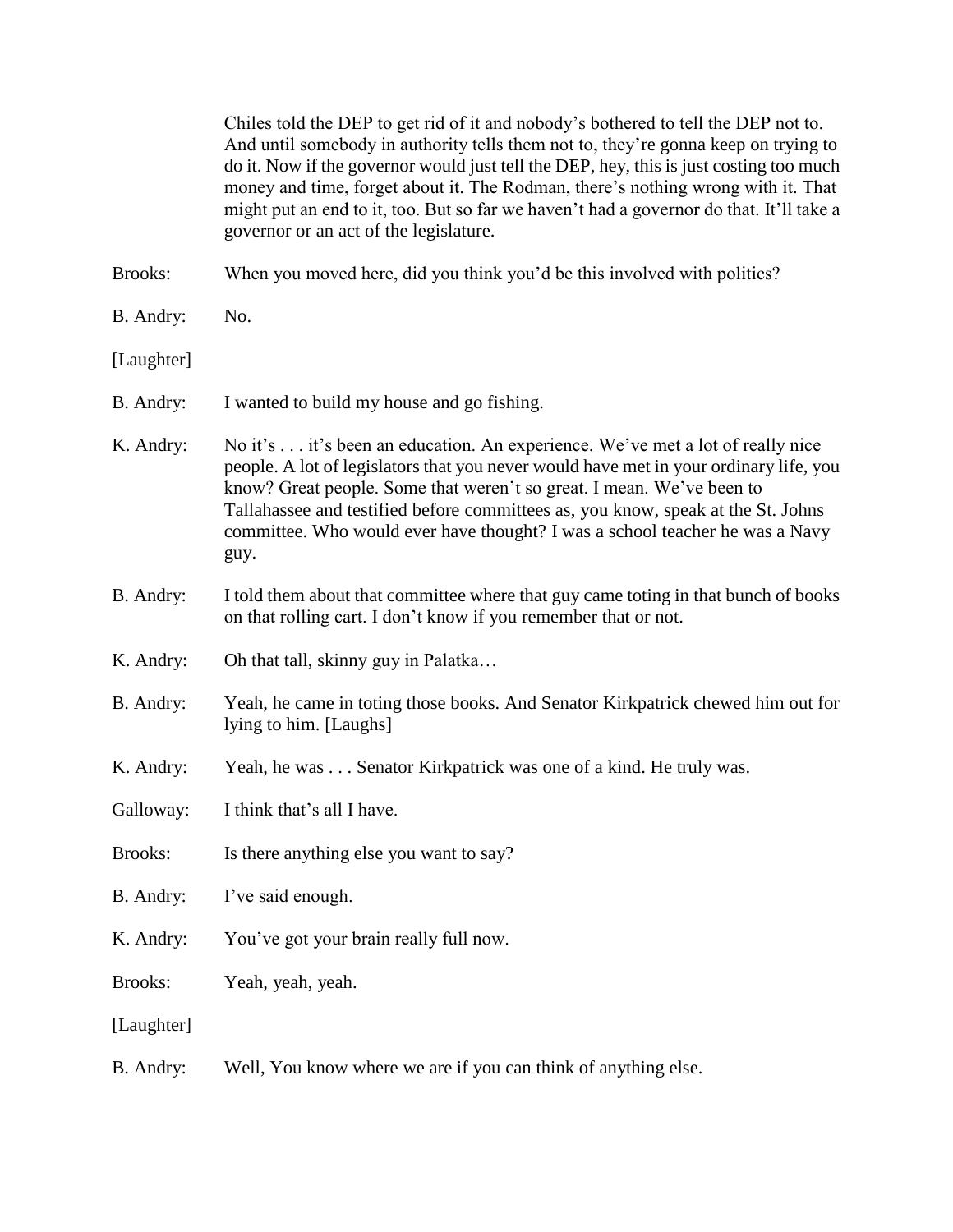Chiles told the DEP to get rid of it and nobody's bothered to tell the DEP not to. And until somebody in authority tells them not to, they're gonna keep on trying to do it. Now if the governor would just tell the DEP, hey, this is just costing too much money and time, forget about it. The Rodman, there's nothing wrong with it. That might put an end to it, too. But so far we haven't had a governor do that. It'll take a governor or an act of the legislature.

Brooks: When you moved here, did you think you'd be this involved with politics?

B. Andry: No.

[Laughter]

B. Andry: I wanted to build my house and go fishing.

K. Andry: No it's . . . it's been an education. An experience. We've met a lot of really nice people. A lot of legislators that you never would have met in your ordinary life, you know? Great people. Some that weren't so great. I mean. We've been to Tallahassee and testified before committees as, you know, speak at the St. Johns committee. Who would ever have thought? I was a school teacher he was a Navy guy.

B. Andry: I told them about that committee where that guy came toting in that bunch of books on that rolling cart. I don't know if you remember that or not.

K. Andry: Oh that tall, skinny guy in Palatka…

B. Andry: Yeah, he came in toting those books. And Senator Kirkpatrick chewed him out for lying to him. [Laughs]

K. Andry: Yeah, he was . . . Senator Kirkpatrick was one of a kind. He truly was.

Galloway: I think that's all I have.

Brooks: Is there anything else you want to say?

B. Andry: I've said enough.

K. Andry: You've got your brain really full now.

Brooks: Yeah, yeah, yeah.

[Laughter]

B. Andry: Well, You know where we are if you can think of anything else.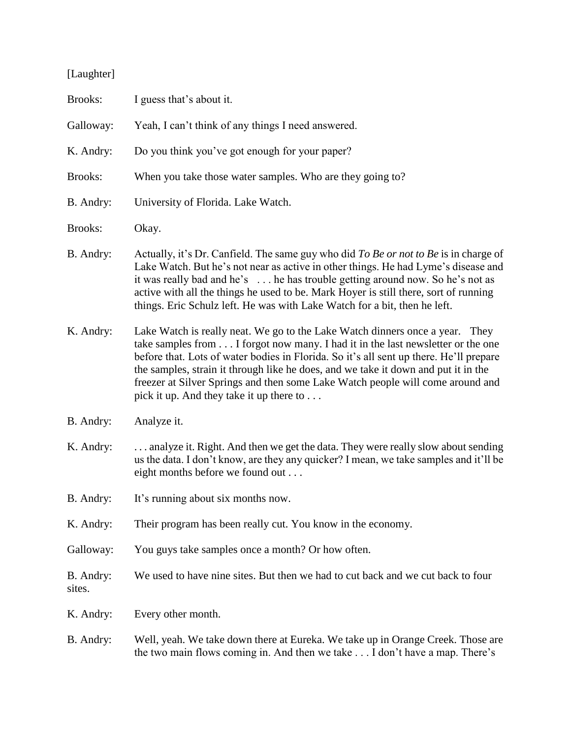[Laughter]

Brooks: I guess that's about it.

Galloway: Yeah, I can't think of any things I need answered.

K. Andry: Do you think you've got enough for your paper?

Brooks: When you take those water samples. Who are they going to?

B. Andry: University of Florida. Lake Watch.

Brooks: Okay.

B. Andry: Actually, it's Dr. Canfield. The same guy who did *To Be or not to Be* is in charge of Lake Watch. But he's not near as active in other things. He had Lyme's disease and it was really bad and he's . . . he has trouble getting around now. So he's not as active with all the things he used to be. Mark Hoyer is still there, sort of running things. Eric Schulz left. He was with Lake Watch for a bit, then he left.

K. Andry: Lake Watch is really neat. We go to the Lake Watch dinners once a year. They take samples from . . . I forgot now many. I had it in the last newsletter or the one before that. Lots of water bodies in Florida. So it's all sent up there. He'll prepare the samples, strain it through like he does, and we take it down and put it in the freezer at Silver Springs and then some Lake Watch people will come around and pick it up. And they take it up there to . . .

B. Andry: Analyze it.

K. Andry: . . . analyze it. Right. And then we get the data. They were really slow about sending us the data. I don't know, are they any quicker? I mean, we take samples and it'll be eight months before we found out . . .

B. Andry: It's running about six months now.

K. Andry: Their program has been really cut. You know in the economy.

Galloway: You guys take samples once a month? Or how often.

B. Andry: We used to have nine sites. But then we had to cut back and we cut back to four sites.

K. Andry: Every other month.

B. Andry: Well, yeah. We take down there at Eureka. We take up in Orange Creek. Those are the two main flows coming in. And then we take . . . I don't have a map. There's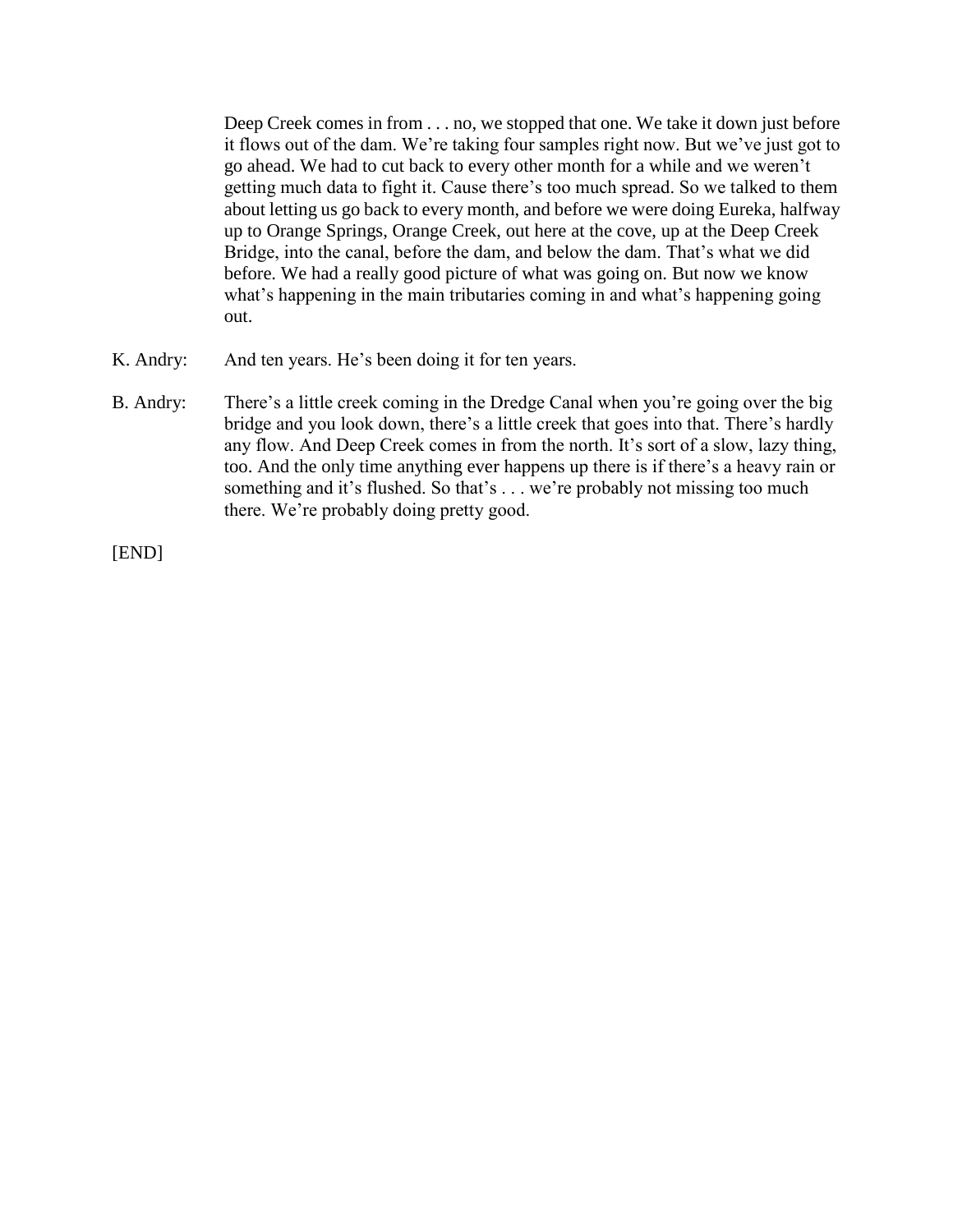Deep Creek comes in from . . . no, we stopped that one. We take it down just before it flows out of the dam. We're taking four samples right now. But we've just got to go ahead. We had to cut back to every other month for a while and we weren't getting much data to fight it. Cause there's too much spread. So we talked to them about letting us go back to every month, and before we were doing Eureka, halfway up to Orange Springs, Orange Creek, out here at the cove, up at the Deep Creek Bridge, into the canal, before the dam, and below the dam. That's what we did before. We had a really good picture of what was going on. But now we know what's happening in the main tributaries coming in and what's happening going out.

K. Andry: And ten years. He's been doing it for ten years.

B. Andry: There's a little creek coming in the Dredge Canal when you're going over the big bridge and you look down, there's a little creek that goes into that. There's hardly any flow. And Deep Creek comes in from the north. It's sort of a slow, lazy thing, too. And the only time anything ever happens up there is if there's a heavy rain or something and it's flushed. So that's . . . we're probably not missing too much there. We're probably doing pretty good.

[END]